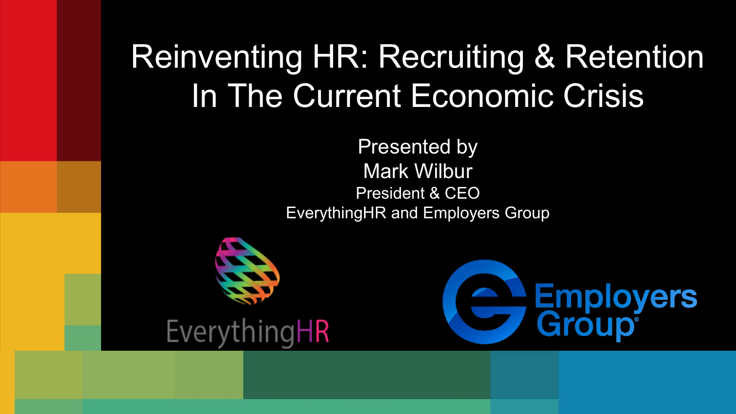# Reinventing HR: Recruiting & Retention In The Current Economic Crisis

Presented by

Mark Wilbur

President & CEO

EverythingHR and Employers Group

EverythingHR

Employers Group®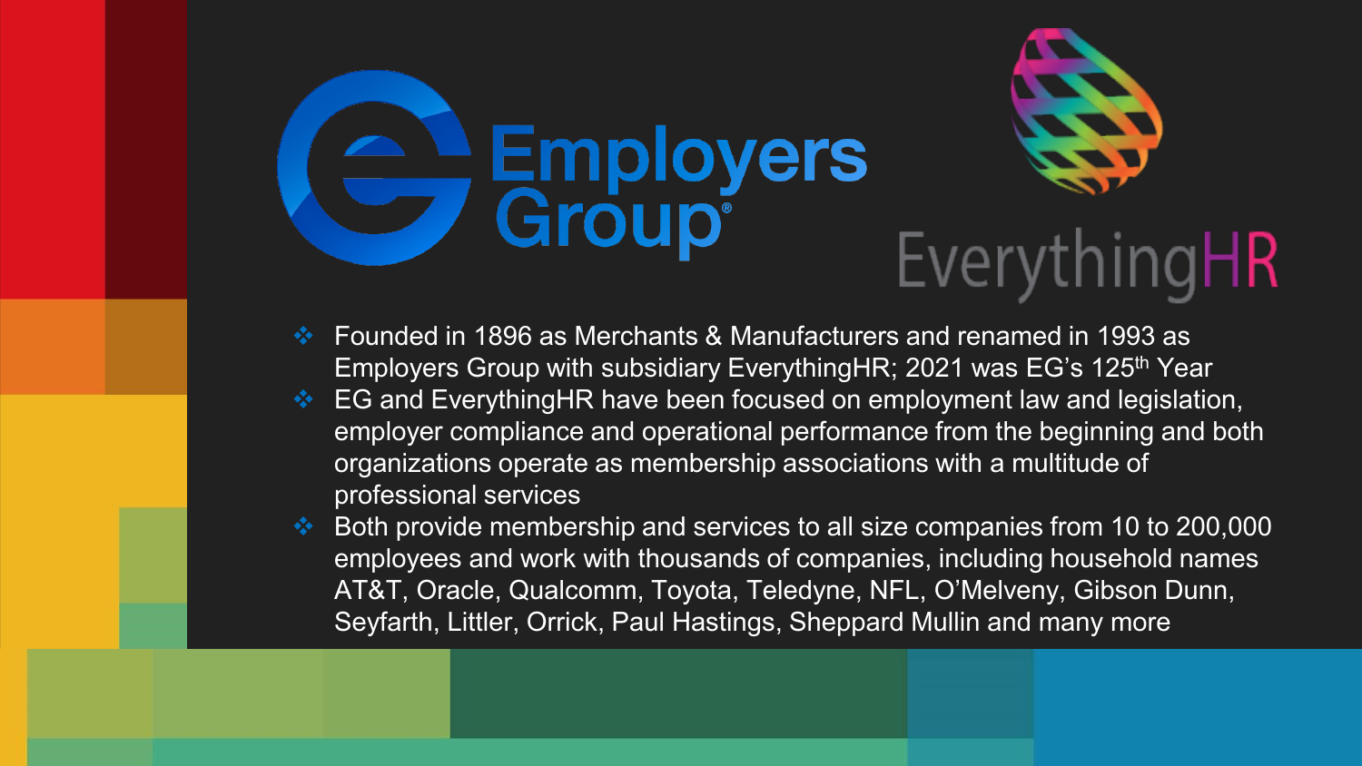Employers Group

EverythingHR

- Founded in 1896 as Merchants & Manufacturers and renamed in 1993 as Employers Group with subsidiary EverythingHR; 2021 was EG's 125th Year
- EG and EverythingHR have been focused on employment law and legislation, employer compliance and operational performance from the beginning and both organizations operate as membership associations with a multitude of professional services
- Both provide membership and services to all size companies from 10 to 200,000 employees and work with thousands of companies, including household names AT&T, Oracle, Qualcomm, Toyota, Teledyne, NFL, O'Melveny, Gibson Dunn, Seyfarth, Littler, Orrick, Paul Hastings, Sheppard Mullin and many more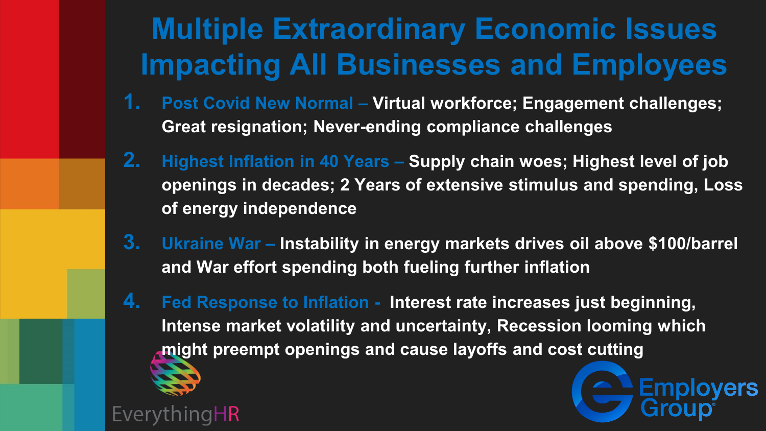# Multiple Extraordinary Economic Issues Impacting All Businesses and Employees

1. **Post Covid New Normal –** Virtual workforce; Engagement challenges; Great resignation; Never-ending compliance challenges
2. **Highest Inflation in 40 Years –** Supply chain woes; Highest level of job openings in decades; 2 Years of extensive stimulus and spending, Loss of energy independence
3. **Ukraine War –** Instability in energy markets drives oil above $100/barrel and War effort spending both fueling further inflation
4. **Fed Response to Inflation -** Interest rate increases just beginning, Intense market volatility and uncertainty, Recession looming which might preempt openings and cause layoffs and cost cutting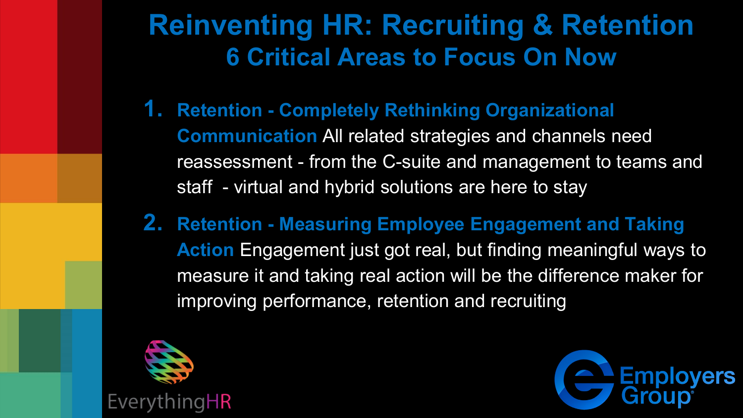# Reinventing HR: Recruiting & Retention

## 6 Critical Areas to Focus On Now

1. **Retention - Completely Rethinking Organizational Communication** All related strategies and channels need reassessment - from the C-suite and management to teams and staff - virtual and hybrid solutions are here to stay
2. **Retention - Measuring Employee Engagement and Taking Action** Engagement just got real, but finding meaningful ways to measure it and taking real action will be the difference maker for improving performance, retention and recruiting

EverythingHR

Employers Group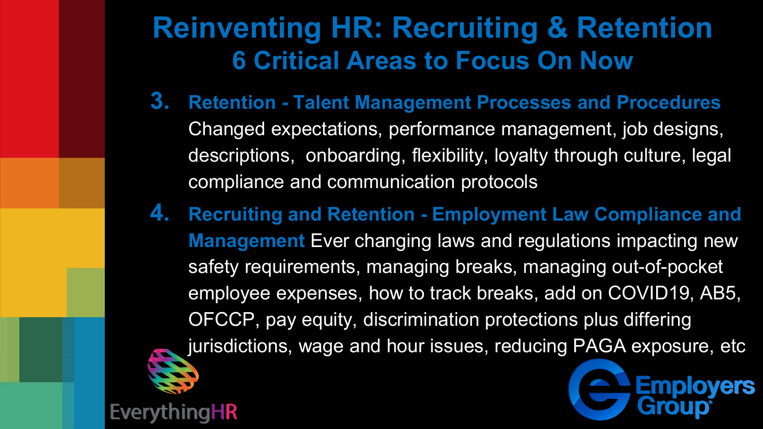# Reinventing HR: Recruiting & Retention

## 6 Critical Areas to Focus On Now

3. **Retention - Talent Management Processes and Procedures** Changed expectations, performance management, job designs, descriptions, onboarding, flexibility, loyalty through culture, legal compliance and communication protocols
4. **Recruiting and Retention - Employment Law Compliance and Management** Ever changing laws and regulations impacting new safety requirements, managing breaks, managing out-of-pocket employee expenses, how to track breaks, add on COVID19, AB5, OFCCP, pay equity, discrimination protections plus differing jurisdictions, wage and hour issues, reducing PAGA exposure, etc

EverythingHR

Employers Group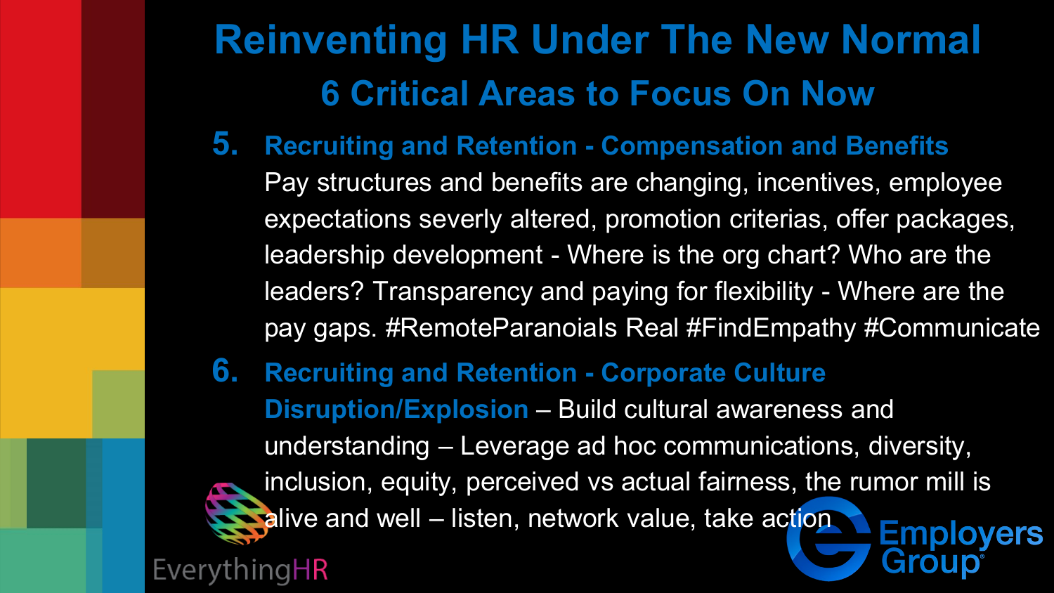# Reinventing HR Under The New Normal

## 6 Critical Areas to Focus On Now

5. **Recruiting and Retention - Compensation and Benefits**
   Pay structures and benefits are changing, incentives, employee expectations severly altered, promotion criterias, offer packages, leadership development - Where is the org chart? Who are the leaders? Transparency and paying for flexibility - Where are the pay gaps. #RemoteParanoiaIs Real #FindEmpathy #Communicate

6. **Recruiting and Retention - Corporate Culture Disruption/Explosion** – Build cultural awareness and understanding – Leverage ad hoc communications, diversity, inclusion, equity, perceived vs actual fairness, the rumor mill is alive and well – listen, network value, take action

EverythingHR

Employers Group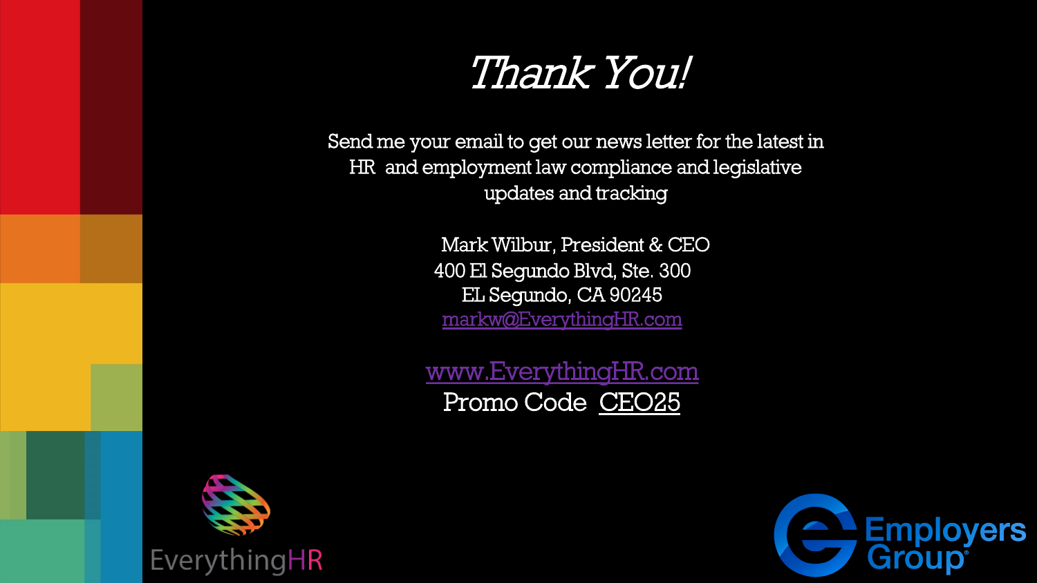# *Thank You!*

Send me your email to get our news letter for the latest in HR and employment law compliance and legislative updates and tracking

Mark Wilbur, President & CEO
400 El Segundo Blvd, Ste. 300
EL Segundo, CA 90245
markw@EverythingHR.com

www.EverythingHR.com
Promo Code CEO25

EverythingHR

Employers Group